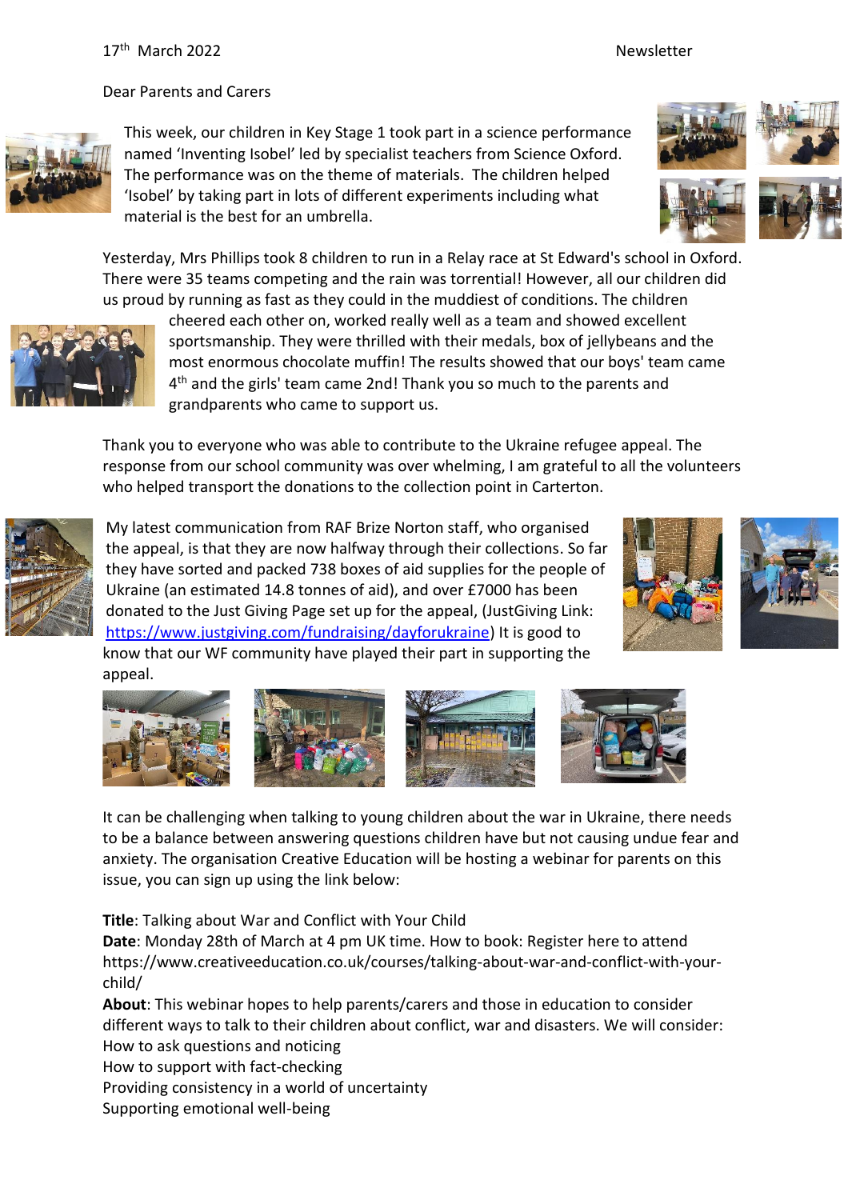17th March 2022 Newsletter

Dear Parents and Carers

This week, our children in Key Stage 1 took part in a science performance named 'Inventing Isobel' led by specialist teachers from Science Oxford. The performance was on the theme of materials. The children helped 'Isobel' by taking part in lots of different experiments including what material is the best for an umbrella.

Yesterday, Mrs Phillips took 8 children to run in a Relay race at St Edward's school in Oxford. There were 35 teams competing and the rain was torrential! However, all our children did us proud by running as fast as they could in the muddiest of conditions. The children cheered each other on, worked really well as a team and showed excellent sportsmanship. They were thrilled with their medals, box of jellybeans and the most enormous chocolate muffin! The results showed that our boys' team came 4th and the girls' team came 2nd! Thank you so much to the parents and grandparents who came to support us.

Thank you to everyone who was able to contribute to the Ukraine refugee appeal. The response from our school community was over whelming, I am grateful to all the volunteers who helped transport the donations to the collection point in Carterton.

My latest communication from RAF Brize Norton staff, who organised the appeal, is that they are now halfway through their collections. So far they have sorted and packed 738 boxes of aid supplies for the people of Ukraine (an estimated 14.8 tonnes of aid), and over £7000 has been donated to the Just Giving Page set up for the appeal, (JustGiving Link: https://www.justgiving.com/fundraising/dayforukraine) It is good to know that our WF community have played their part in supporting the appeal.

It can be challenging when talking to young children about the war in Ukraine, there needs to be a balance between answering questions children have but not causing undue fear and anxiety. The organisation Creative Education will be hosting a webinar for parents on this issue, you can sign up using the link below:

**Title**: Talking about War and Conflict with Your Child
**Date**: Monday 28th of March at 4 pm UK time. How to book: Register here to attend https://www.creativeeducation.co.uk/courses/talking-about-war-and-conflict-with-your-child/
**About**: This webinar hopes to help parents/carers and those in education to consider different ways to talk to their children about conflict, war and disasters. We will consider:
How to ask questions and noticing
How to support with fact-checking
Providing consistency in a world of uncertainty
Supporting emotional well-being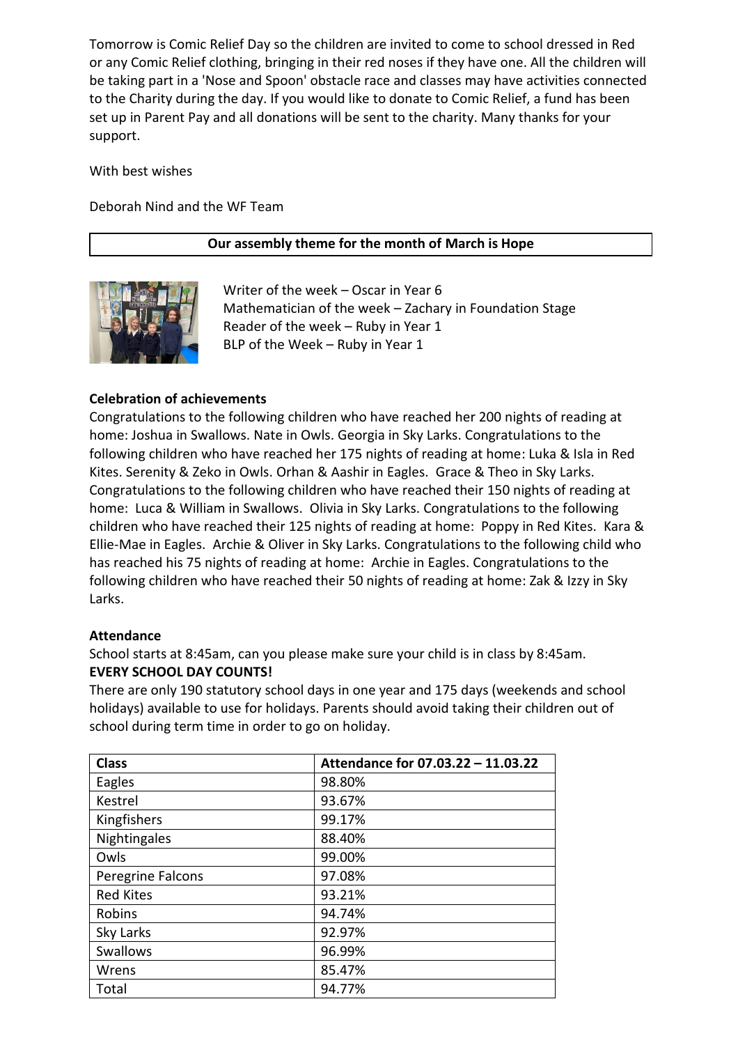Tomorrow is Comic Relief Day so the children are invited to come to school dressed in Red or any Comic Relief clothing, bringing in their red noses if they have one. All the children will be taking part in a 'Nose and Spoon' obstacle race and classes may have activities connected to the Charity during the day. If you would like to donate to Comic Relief, a fund has been set up in Parent Pay and all donations will be sent to the charity. Many thanks for your support.

With best wishes

Deborah Nind and the WF Team

**Our assembly theme for the month of March is Hope**

Writer of the week – Oscar in Year 6
Mathematician of the week – Zachary in Foundation Stage
Reader of the week – Ruby in Year 1
BLP of the Week – Ruby in Year 1

**Celebration of achievements**

Congratulations to the following children who have reached her 200 nights of reading at home: Joshua in Swallows. Nate in Owls. Georgia in Sky Larks. Congratulations to the following children who have reached her 175 nights of reading at home: Luka & Isla in Red Kites. Serenity & Zeko in Owls. Orhan & Aashir in Eagles. Grace & Theo in Sky Larks. Congratulations to the following children who have reached their 150 nights of reading at home: Luca & William in Swallows. Olivia in Sky Larks. Congratulations to the following children who have reached their 125 nights of reading at home: Poppy in Red Kites. Kara & Ellie-Mae in Eagles. Archie & Oliver in Sky Larks. Congratulations to the following child who has reached his 75 nights of reading at home: Archie in Eagles. Congratulations to the following children who have reached their 50 nights of reading at home: Zak & Izzy in Sky Larks.

**Attendance**

School starts at 8:45am, can you please make sure your child is in class by 8:45am.

**EVERY SCHOOL DAY COUNTS!**

There are only 190 statutory school days in one year and 175 days (weekends and school holidays) available to use for holidays. Parents should avoid taking their children out of school during term time in order to go on holiday.

| Class | Attendance for 07.03.22 – 11.03.22 |
|---|---|
| Eagles | 98.80% |
| Kestrel | 93.67% |
| Kingfishers | 99.17% |
| Nightingales | 88.40% |
| Owls | 99.00% |
| Peregrine Falcons | 97.08% |
| Red Kites | 93.21% |
| Robins | 94.74% |
| Sky Larks | 92.97% |
| Swallows | 96.99% |
| Wrens | 85.47% |
| Total | 94.77% |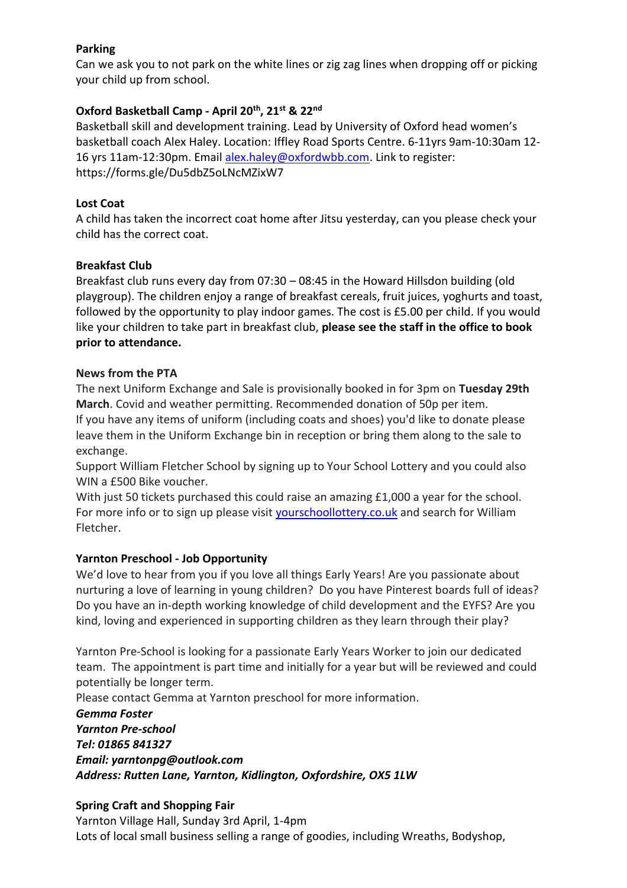**Parking**

Can we ask you to not park on the white lines or zig zag lines when dropping off or picking your child up from school.

**Oxford Basketball Camp - April 20th, 21st & 22nd**

Basketball skill and development training. Lead by University of Oxford head women's basketball coach Alex Haley. Location: Iffley Road Sports Centre. 6-11yrs 9am-10:30am 12-16 yrs 11am-12:30pm. Email alex.haley@oxfordwbb.com. Link to register: https://forms.gle/Du5dbZ5oLNcMZixW7

**Lost Coat**

A child has taken the incorrect coat home after Jitsu yesterday, can you please check your child has the correct coat.

**Breakfast Club**

Breakfast club runs every day from 07:30 – 08:45 in the Howard Hillsdon building (old playgroup). The children enjoy a range of breakfast cereals, fruit juices, yoghurts and toast, followed by the opportunity to play indoor games. The cost is £5.00 per child. If you would like your children to take part in breakfast club, **please see the staff in the office to book prior to attendance.**

**News from the PTA**

The next Uniform Exchange and Sale is provisionally booked in for 3pm on **Tuesday 29th March**. Covid and weather permitting. Recommended donation of 50p per item.
If you have any items of uniform (including coats and shoes) you'd like to donate please leave them in the Uniform Exchange bin in reception or bring them along to the sale to exchange.
Support William Fletcher School by signing up to Your School Lottery and you could also WIN a £500 Bike voucher.
With just 50 tickets purchased this could raise an amazing £1,000 a year for the school.
For more info or to sign up please visit yourschoollottery.co.uk and search for William Fletcher.

**Yarnton Preschool - Job Opportunity**

We'd love to hear from you if you love all things Early Years! Are you passionate about nurturing a love of learning in young children? Do you have Pinterest boards full of ideas? Do you have an in-depth working knowledge of child development and the EYFS? Are you kind, loving and experienced in supporting children as they learn through their play?

Yarnton Pre-School is looking for a passionate Early Years Worker to join our dedicated team. The appointment is part time and initially for a year but will be reviewed and could potentially be longer term.
Please contact Gemma at Yarnton preschool for more information.
***Gemma Foster***
***Yarnton Pre-school***
***Tel: 01865 841327***
***Email: yarntonpg@outlook.com***
***Address: Rutten Lane, Yarnton, Kidlington, Oxfordshire, OX5 1LW***

**Spring Craft and Shopping Fair**

Yarnton Village Hall, Sunday 3rd April, 1-4pm
Lots of local small business selling a range of goodies, including Wreaths, Bodyshop,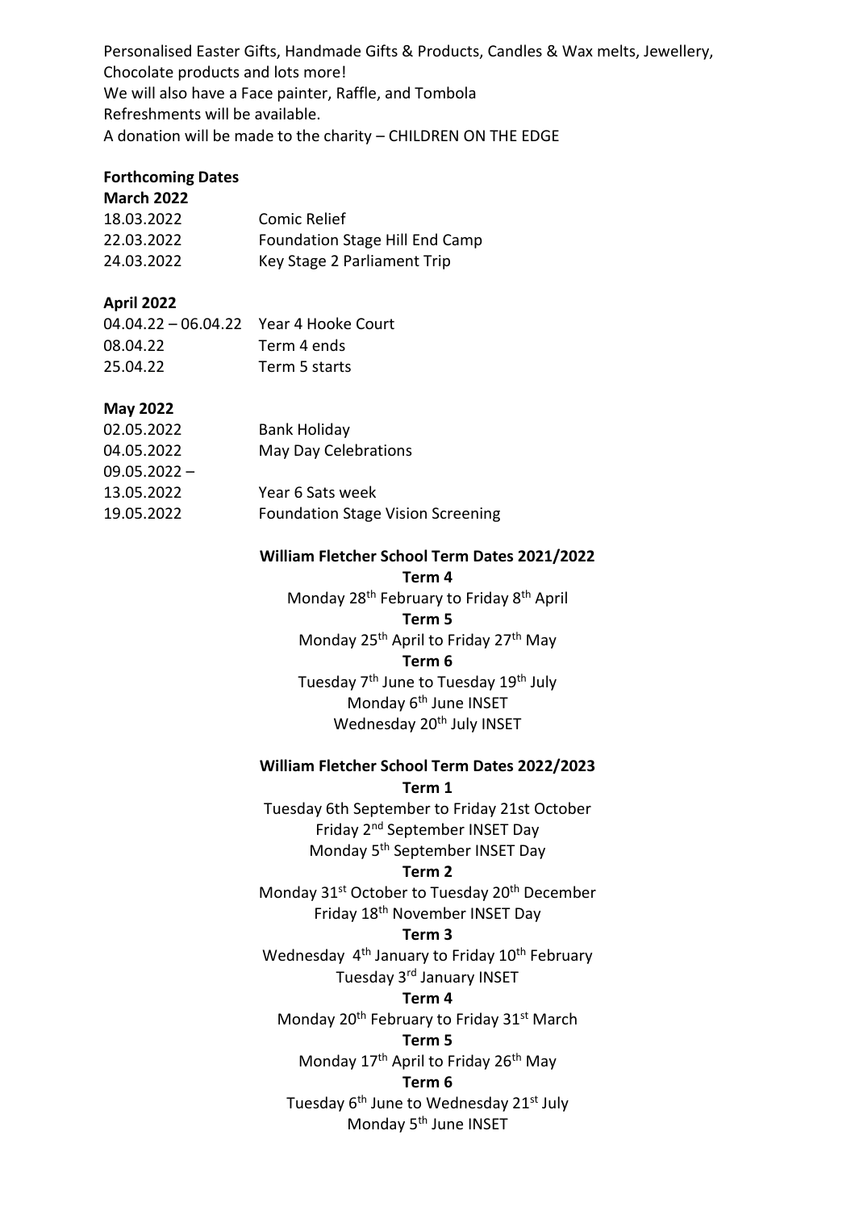Personalised Easter Gifts, Handmade Gifts & Products, Candles & Wax melts, Jewellery, Chocolate products and lots more!
We will also have a Face painter, Raffle, and Tombola
Refreshments will be available.
A donation will be made to the charity – CHILDREN ON THE EDGE

**Forthcoming Dates**

**March 2022**

| | |
|---|---|
| 18.03.2022 | Comic Relief |
| 22.03.2022 | Foundation Stage Hill End Camp |
| 24.03.2022 | Key Stage 2 Parliament Trip |

**April 2022**

| | |
|---|---|
| 04.04.22 – 06.04.22 | Year 4 Hooke Court |
| 08.04.22 | Term 4 ends |
| 25.04.22 | Term 5 starts |

**May 2022**

| | |
|---|---|
| 02.05.2022 | Bank Holiday |
| 04.05.2022 | May Day Celebrations |
| 09.05.2022 – 13.05.2022 | Year 6 Sats week |
| 19.05.2022 | Foundation Stage Vision Screening |

**William Fletcher School Term Dates 2021/2022**

**Term 4**
Monday 28th February to Friday 8th April

**Term 5**
Monday 25th April to Friday 27th May

**Term 6**
Tuesday 7th June to Tuesday 19th July
Monday 6th June INSET
Wednesday 20th July INSET

**William Fletcher School Term Dates 2022/2023**

**Term 1**
Tuesday 6th September to Friday 21st October
Friday 2nd September INSET Day
Monday 5th September INSET Day

**Term 2**
Monday 31st October to Tuesday 20th December
Friday 18th November INSET Day

**Term 3**
Wednesday 4th January to Friday 10th February
Tuesday 3rd January INSET

**Term 4**
Monday 20th February to Friday 31st March

**Term 5**
Monday 17th April to Friday 26th May

**Term 6**
Tuesday 6th June to Wednesday 21st July
Monday 5th June INSET